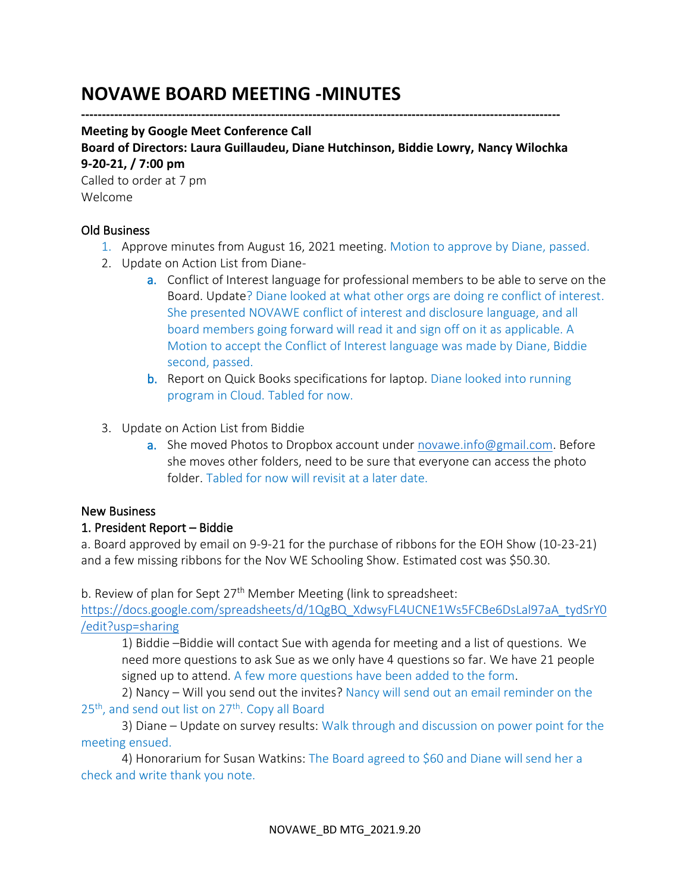# NOVAWE BOARD MEETING -MINUTES

---

**Meeting by Google Meet Conference Call**
**Board of Directors: Laura Guillaudeu, Diane Hutchinson, Biddie Lowry, Nancy Wilochka**
**9-20-21, / 7:00 pm**
Called to order at 7 pm
Welcome

## Old Business

1. Approve minutes from August 16, 2021 meeting. Motion to approve by Diane, passed.
2. Update on Action List from Diane-
   a. Conflict of Interest language for professional members to be able to serve on the Board. Update? Diane looked at what other orgs are doing re conflict of interest. She presented NOVAWE conflict of interest and disclosure language, and all board members going forward will read it and sign off on it as applicable. A Motion to accept the Conflict of Interest language was made by Diane, Biddie second, passed.
   b. Report on Quick Books specifications for laptop. Diane looked into running program in Cloud. Tabled for now.
3. Update on Action List from Biddie
   a. She moved Photos to Dropbox account under novawe.info@gmail.com. Before she moves other folders, need to be sure that everyone can access the photo folder. Tabled for now will revisit at a later date.

## New Business

### 1. President Report – Biddie

a. Board approved by email on 9-9-21 for the purchase of ribbons for the EOH Show (10-23-21) and a few missing ribbons for the Nov WE Schooling Show. Estimated cost was $50.30.

b. Review of plan for Sept 27th Member Meeting (link to spreadsheet: https://docs.google.com/spreadsheets/d/1QgBQ_XdwsyFL4UCNE1Ws5FCBe6DsLal97aA_tydSrY0/edit?usp=sharing

1) Biddie –Biddie will contact Sue with agenda for meeting and a list of questions. We need more questions to ask Sue as we only have 4 questions so far. We have 21 people signed up to attend. A few more questions have been added to the form.

2) Nancy – Will you send out the invites? Nancy will send out an email reminder on the 25th, and send out list on 27th. Copy all Board

3) Diane – Update on survey results: Walk through and discussion on power point for the meeting ensued.

4) Honorarium for Susan Watkins: The Board agreed to $60 and Diane will send her a check and write thank you note.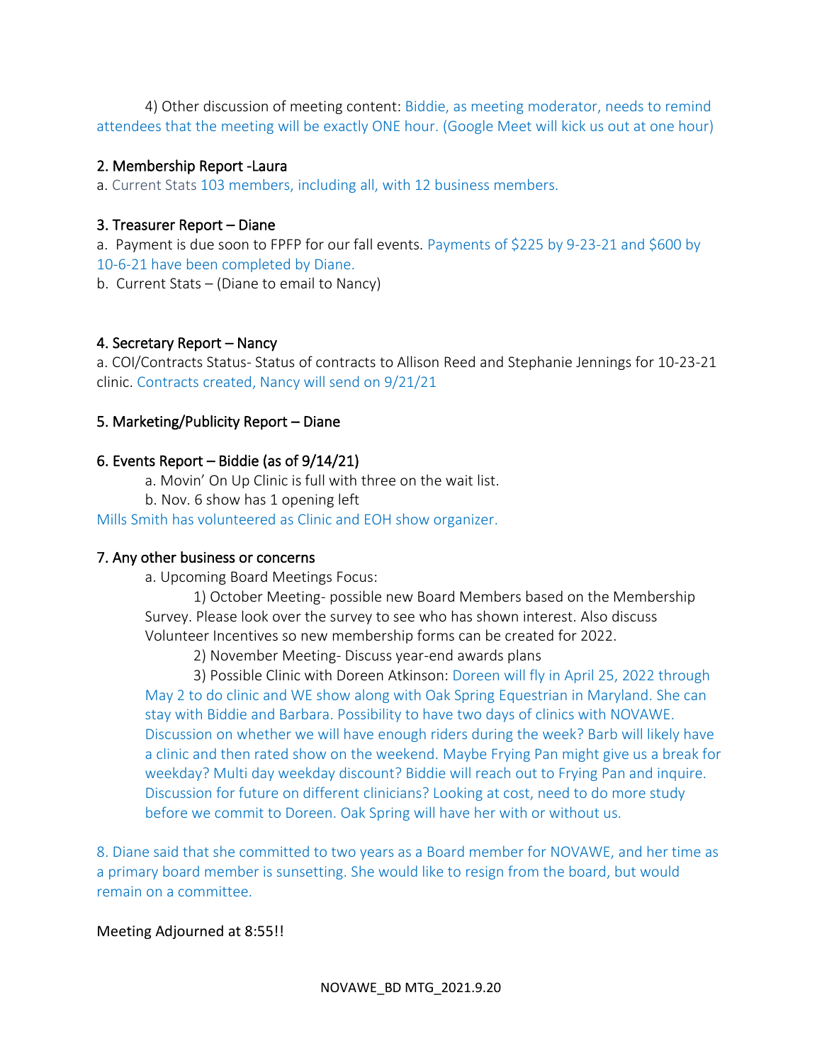4) Other discussion of meeting content: Biddie, as meeting moderator, needs to remind attendees that the meeting will be exactly ONE hour. (Google Meet will kick us out at one hour)

2. Membership Report -Laura

a. Current Stats 103 members, including all, with 12 business members.

3. Treasurer Report – Diane

a. Payment is due soon to FPFP for our fall events. Payments of $225 by 9-23-21 and $600 by 10-6-21 have been completed by Diane.

b. Current Stats – (Diane to email to Nancy)

4. Secretary Report – Nancy

a. COI/Contracts Status- Status of contracts to Allison Reed and Stephanie Jennings for 10-23-21 clinic. Contracts created, Nancy will send on 9/21/21

5. Marketing/Publicity Report – Diane

6. Events Report – Biddie (as of 9/14/21)

a. Movin' On Up Clinic is full with three on the wait list.

b. Nov. 6 show has 1 opening left

Mills Smith has volunteered as Clinic and EOH show organizer.

7. Any other business or concerns

a. Upcoming Board Meetings Focus:

1) October Meeting- possible new Board Members based on the Membership Survey. Please look over the survey to see who has shown interest. Also discuss Volunteer Incentives so new membership forms can be created for 2022.

2) November Meeting- Discuss year-end awards plans

3) Possible Clinic with Doreen Atkinson: Doreen will fly in April 25, 2022 through May 2 to do clinic and WE show along with Oak Spring Equestrian in Maryland. She can stay with Biddie and Barbara. Possibility to have two days of clinics with NOVAWE. Discussion on whether we will have enough riders during the week? Barb will likely have a clinic and then rated show on the weekend. Maybe Frying Pan might give us a break for weekday? Multi day weekday discount? Biddie will reach out to Frying Pan and inquire. Discussion for future on different clinicians? Looking at cost, need to do more study before we commit to Doreen. Oak Spring will have her with or without us.

8. Diane said that she committed to two years as a Board member for NOVAWE, and her time as a primary board member is sunsetting. She would like to resign from the board, but would remain on a committee.

Meeting Adjourned at 8:55!!

NOVAWE_BD MTG_2021.9.20